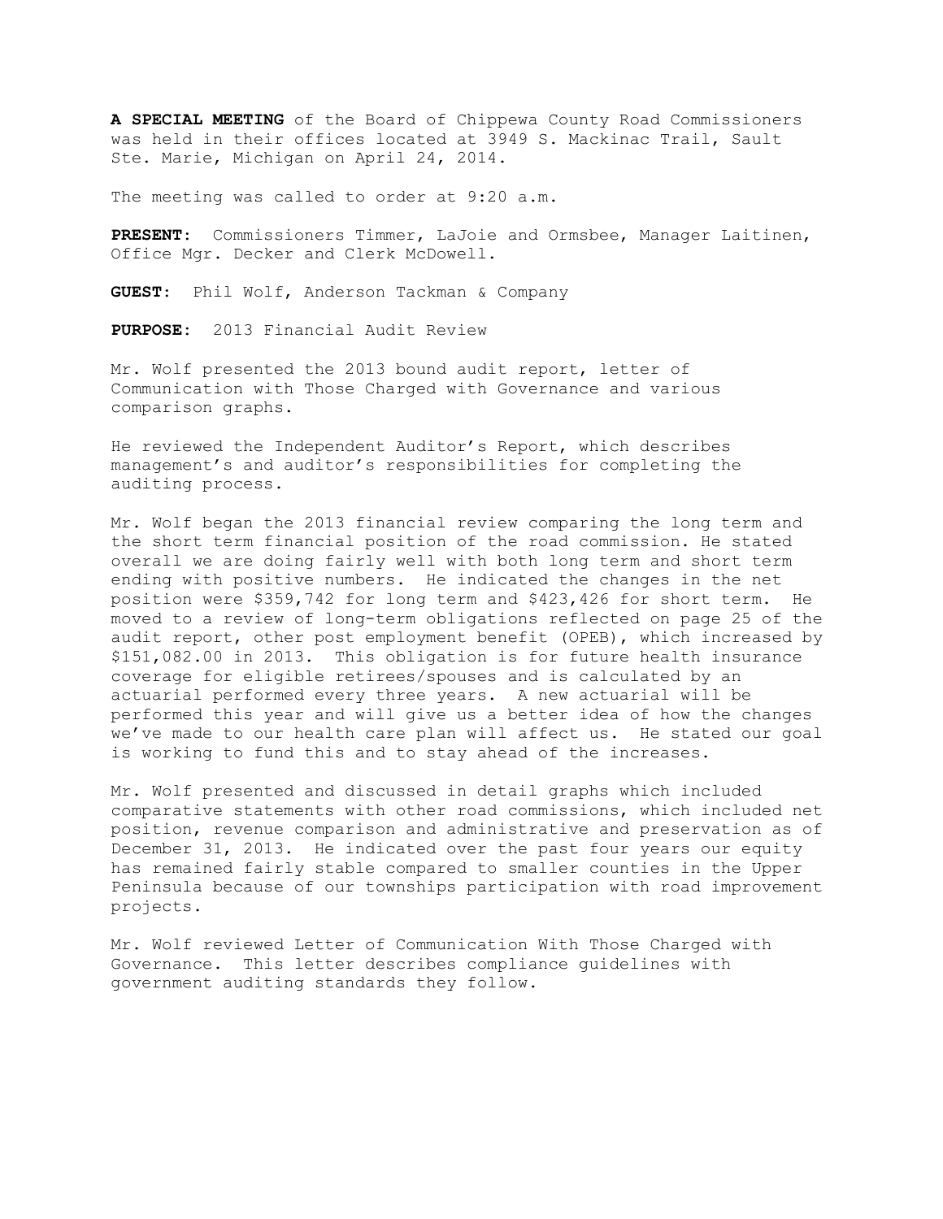**A SPECIAL MEETING** of the Board of Chippewa County Road Commissioners was held in their offices located at 3949 S. Mackinac Trail, Sault Ste. Marie, Michigan on April 24, 2014.

The meeting was called to order at 9:20 a.m.

**PRESENT:** Commissioners Timmer, LaJoie and Ormsbee, Manager Laitinen, Office Mgr. Decker and Clerk McDowell.

**GUEST:** Phil Wolf, Anderson Tackman & Company

**PURPOSE:** 2013 Financial Audit Review

Mr. Wolf presented the 2013 bound audit report, letter of Communication with Those Charged with Governance and various comparison graphs.

He reviewed the Independent Auditor's Report, which describes management's and auditor's responsibilities for completing the auditing process.

Mr. Wolf began the 2013 financial review comparing the long term and the short term financial position of the road commission. He stated overall we are doing fairly well with both long term and short term ending with positive numbers. He indicated the changes in the net position were $359,742 for long term and $423,426 for short term. He moved to a review of long-term obligations reflected on page 25 of the audit report, other post employment benefit (OPEB), which increased by $151,082.00 in 2013. This obligation is for future health insurance coverage for eligible retirees/spouses and is calculated by an actuarial performed every three years. A new actuarial will be performed this year and will give us a better idea of how the changes we've made to our health care plan will affect us. He stated our goal is working to fund this and to stay ahead of the increases.

Mr. Wolf presented and discussed in detail graphs which included comparative statements with other road commissions, which included net position, revenue comparison and administrative and preservation as of December 31, 2013. He indicated over the past four years our equity has remained fairly stable compared to smaller counties in the Upper Peninsula because of our townships participation with road improvement projects.

Mr. Wolf reviewed Letter of Communication With Those Charged with Governance. This letter describes compliance guidelines with government auditing standards they follow.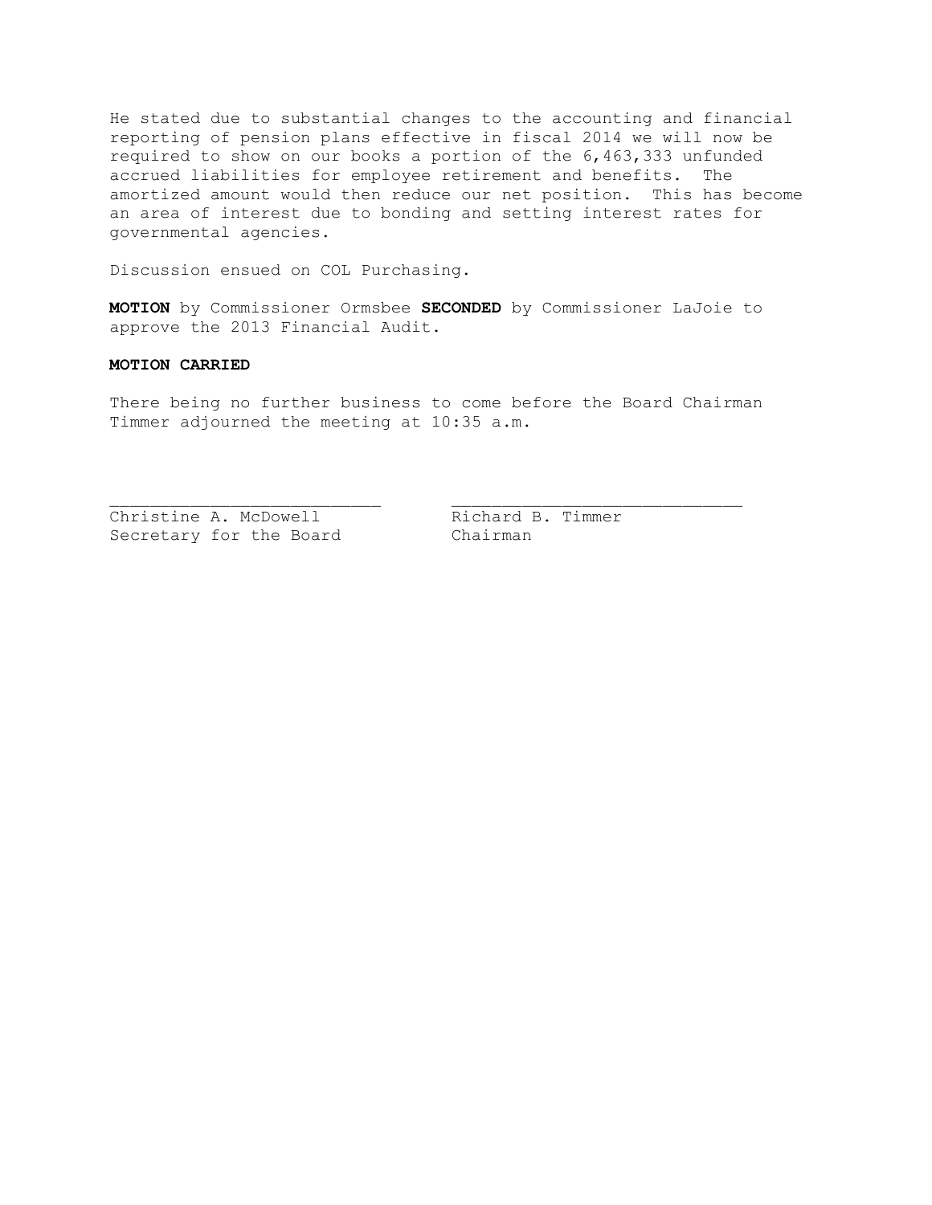He stated due to substantial changes to the accounting and financial reporting of pension plans effective in fiscal 2014 we will now be required to show on our books a portion of the 6,463,333 unfunded accrued liabilities for employee retirement and benefits. The amortized amount would then reduce our net position. This has become an area of interest due to bonding and setting interest rates for governmental agencies.

Discussion ensued on COL Purchasing.

**MOTION** by Commissioner Ormsbee **SECONDED** by Commissioner LaJoie to approve the 2013 Financial Audit.

**MOTION CARRIED**

There being no further business to come before the Board Chairman Timmer adjourned the meeting at 10:35 a.m.

| | |
|---|---|
| ___________________________ | _____________________________ |
| Christine A. McDowell | Richard B. Timmer |
| Secretary for the Board | Chairman |